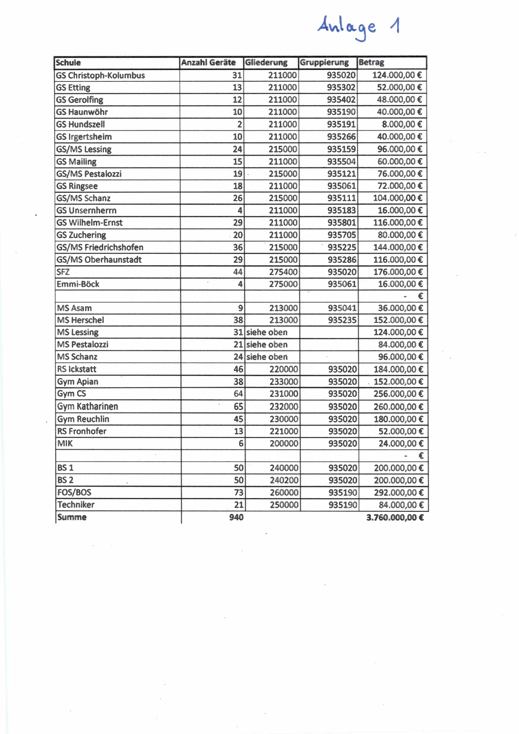Anlage 1

| Schule | Anzahl Geräte | Gliederung | Gruppierung | Betrag |
|---|---|---|---|---|
| GS Christoph-Kolumbus | 31 | 211000 | 935020 | 124.000,00 € |
| GS Etting | 13 | 211000 | 935302 | 52.000,00 € |
| GS Gerolfing | 12 | 211000 | 935402 | 48.000,00 € |
| GS Haunwöhr | 10 | 211000 | 935190 | 40.000,00 € |
| GS Hundszell | 2 | 211000 | 935191 | 8.000,00 € |
| GS Irgertsheim | 10 | 211000 | 935266 | 40.000,00 € |
| GS/MS Lessing | 24 | 215000 | 935159 | 96.000,00 € |
| GS Mailing | 15 | 211000 | 935504 | 60.000,00 € |
| GS/MS Pestalozzi | 19 | 215000 | 935121 | 76.000,00 € |
| GS Ringsee | 18 | 211000 | 935061 | 72.000,00 € |
| GS/MS Schanz | 26 | 215000 | 935111 | 104.000,00 € |
| GS Unsernherrn | 4 | 211000 | 935183 | 16.000,00 € |
| GS Wilhelm-Ernst | 29 | 211000 | 935801 | 116.000,00 € |
| GS Zuchering | 20 | 211000 | 935705 | 80.000,00 € |
| GS/MS Friedrichshofen | 36 | 215000 | 935225 | 144.000,00 € |
| GS/MS Oberhaunstadt | 29 | 215000 | 935286 | 116.000,00 € |
| SFZ | 44 | 275400 | 935020 | 176.000,00 € |
| Emmi-Böck | 4 | 275000 | 935061 | 16.000,00 € |
| | | | | - € |
| MS Asam | 9 | 213000 | 935041 | 36.000,00 € |
| MS Herschel | 38 | 213000 | 935235 | 152.000,00 € |
| MS Lessing | 31 | siehe oben | | 124.000,00 € |
| MS Pestalozzi | 21 | siehe oben | | 84.000,00 € |
| MS Schanz | 24 | siehe oben | | 96.000,00 € |
| RS Ickstatt | 46 | 220000 | 935020 | 184.000,00 € |
| Gym Apian | 38 | 233000 | 935020 | 152.000,00 € |
| Gym CS | 64 | 231000 | 935020 | 256.000,00 € |
| Gym Katharinen | 65 | 232000 | 935020 | 260.000,00 € |
| Gym Reuchlin | 45 | 230000 | 935020 | 180.000,00 € |
| RS Fronhofer | 13 | 221000 | 935020 | 52.000,00 € |
| MIK | 6 | 200000 | 935020 | 24.000,00 € |
| | | | | - € |
| BS 1 | 50 | 240000 | 935020 | 200.000,00 € |
| BS 2 | 50 | 240200 | 935020 | 200.000,00 € |
| FOS/BOS | 73 | 260000 | 935190 | 292.000,00 € |
| Techniker | 21 | 250000 | 935190 | 84.000,00 € |
| **Summe** | **940** | | | **3.760.000,00 €** |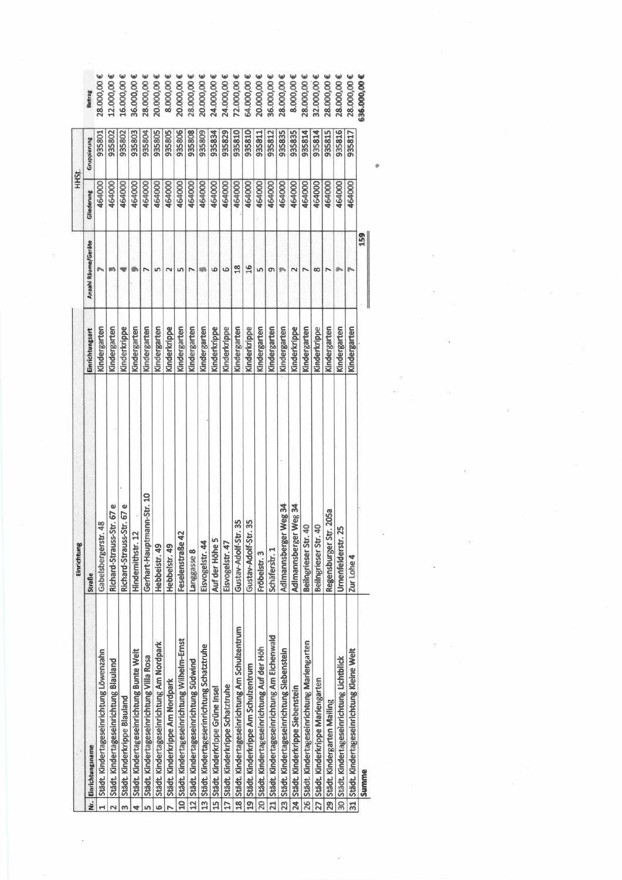| Nr. | Einrichtung | | Einrichtungsart | Anzahl Räume/Geräte | HHSt. | | Betrag |
|---|---|---|---|---|---|---|---|
| | Einrichtungsname | Straße | | | Gliederung | Gruppierung | |
| 1 | Städt. Kindertageseinrichtung Löwenzahn | Gabelsbergerstr. 48 | Kindergarten | 7 | 464000 | 935801 | 28.000,00 € |
| 2 | Städt. Kindertageseinrichtung Blauland | Richard-Strauss-Str. 67 e | Kindergarten | 3 | 464000 | 935802 | 12.000,00 € |
| 3 | Städt. Kinderkrippe Blauland | Richard-Strauss-Str. 67 e | Kinderkrippe | 4 | 464000 | 935802 | 16.000,00 € |
| 4 | Städt. Kindertageseinrichtung Bunte Welt | Hindemithstr. 12 | Kindergarten | 9 | 464000 | 935803 | 36.000,00 € |
| 5 | Städt. Kindertageseinrichtung Villa Rosa | Gerhart-Hauptmann-Str. 10 | Kindergarten | 7 | 464000 | 935804 | 28.000,00 € |
| 6 | Städt. Kindertageseinrichtung Am Nordpark | Hebbelstr. 49 | Kindergarten | 5 | 464000 | 935805 | 20.000,00 € |
| 7 | Städt. Kinderkrippe Am Nordpark | Hebbelstr. 49 | Kinderkrippe | 2 | 464000 | 935805 | 8.000,00 € |
| 10 | Städt. Kindertageseinrichtung Wilhelm-Ernst | Feselenstraße 42 | Kindergarten | 5 | 464000 | 935806 | 20.000,00 € |
| 12 | Städt. Kindertageseinrichtung Südwind | Langgasse 8 | Kindergarten | 7 | 464000 | 935808 | 28.000,00 € |
| 13 | Städt. Kindertageseinrichtung Schatztruhe | Eisvogelstr. 44 | Kindergarten | 5 | 464000 | 935809 | 20.000,00 € |
| 15 | Städt. Kinderkrippe Grüne Insel | Auf der Höhe 5 | Kinderkrippe | 6 | 464000 | 935834 | 24.000,00 € |
| 17 | Städt. Kinderkrippe Schatztruhe | Eisvogelstr. 47 | Kinderkrippe | 6 | 464000 | 935829 | 24.000,00 € |
| 18 | Städt. Kindertageseinrichtung Am Schulzentrum | Gustav-Adolf-Str. 35 | Kindergarten | 18 | 464000 | 935810 | 72.000,00 € |
| 19 | Städt. Kinderkrippe Am Schulzentrum | Gustav-Adolf-Str. 35 | Kinderkrippe | 16 | 464000 | 935810 | 64.000,00 € |
| 20 | Städt. Kindertageseinrichtung Auf der Höh | Fröbelstr. 3 | Kindergarten | 5 | 464000 | 935811 | 20.000,00 € |
| 21 | Städt. Kindertageseinrichtung Am Eichenwald | Schäferstr. 1 | Kindergarten | 9 | 464000 | 935812 | 36.000,00 € |
| 23 | Städt. Kindertageseinrichtung Siebenstein | Adlmannsberger Weg 34 | Kindergarten | 7 | 464000 | 935835 | 28.000,00 € |
| 24 | Städt. Kinderkrippe Siebenstein | Adlmannsberger Weg 34 | Kinderkrippe | 2 | 464000 | 935835 | 8.000,00 € |
| 26 | Städt. Kindertageseinrichtung Mariengarten | Beilngrieser Str. 40 | Kindergarten | 7 | 464000 | 935814 | 28.000,00 € |
| 27 | Städt. Kinderkrippe Mariengarten | Beilngrieser Str. 40 | Kinderkrippe | 8 | 464000 | 935814 | 32.000,00 € |
| 29 | Städt. Kindergarten Mailing | Regensburger Str. 205a | Kindergarten | 7 | 464000 | 935815 | 28.000,00 € |
| 30 | Städt. Kindertageseinrichtung Lichtblick | Urnenfelderstr. 25 | Kindergarten | 7 | 464000 | 935816 | 28.000,00 € |
| 31 | Städt. Kindertageseinrichtung Kleine Welt | Zur Lohe 4 | Kindergarten | 7 | 464000 | 935817 | 28.000,00 € |
| | Summe | | | 159 | | | 636.000,00 € |